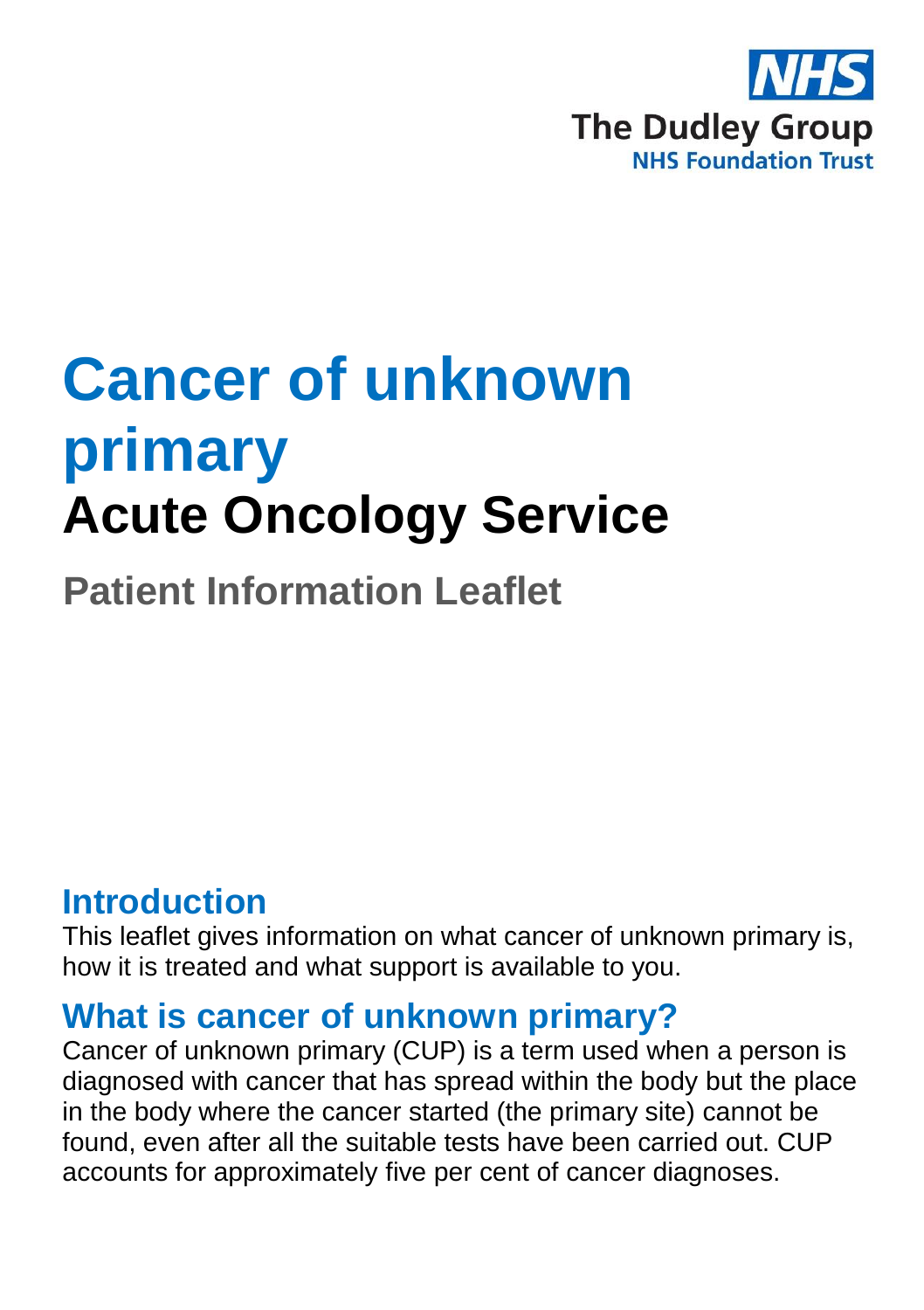NHS

The Dudley Group
NHS Foundation Trust

# Cancer of unknown primary

## Acute Oncology Service

### Patient Information Leaflet

## Introduction

This leaflet gives information on what cancer of unknown primary is, how it is treated and what support is available to you.

## What is cancer of unknown primary?

Cancer of unknown primary (CUP) is a term used when a person is diagnosed with cancer that has spread within the body but the place in the body where the cancer started (the primary site) cannot be found, even after all the suitable tests have been carried out. CUP accounts for approximately five per cent of cancer diagnoses.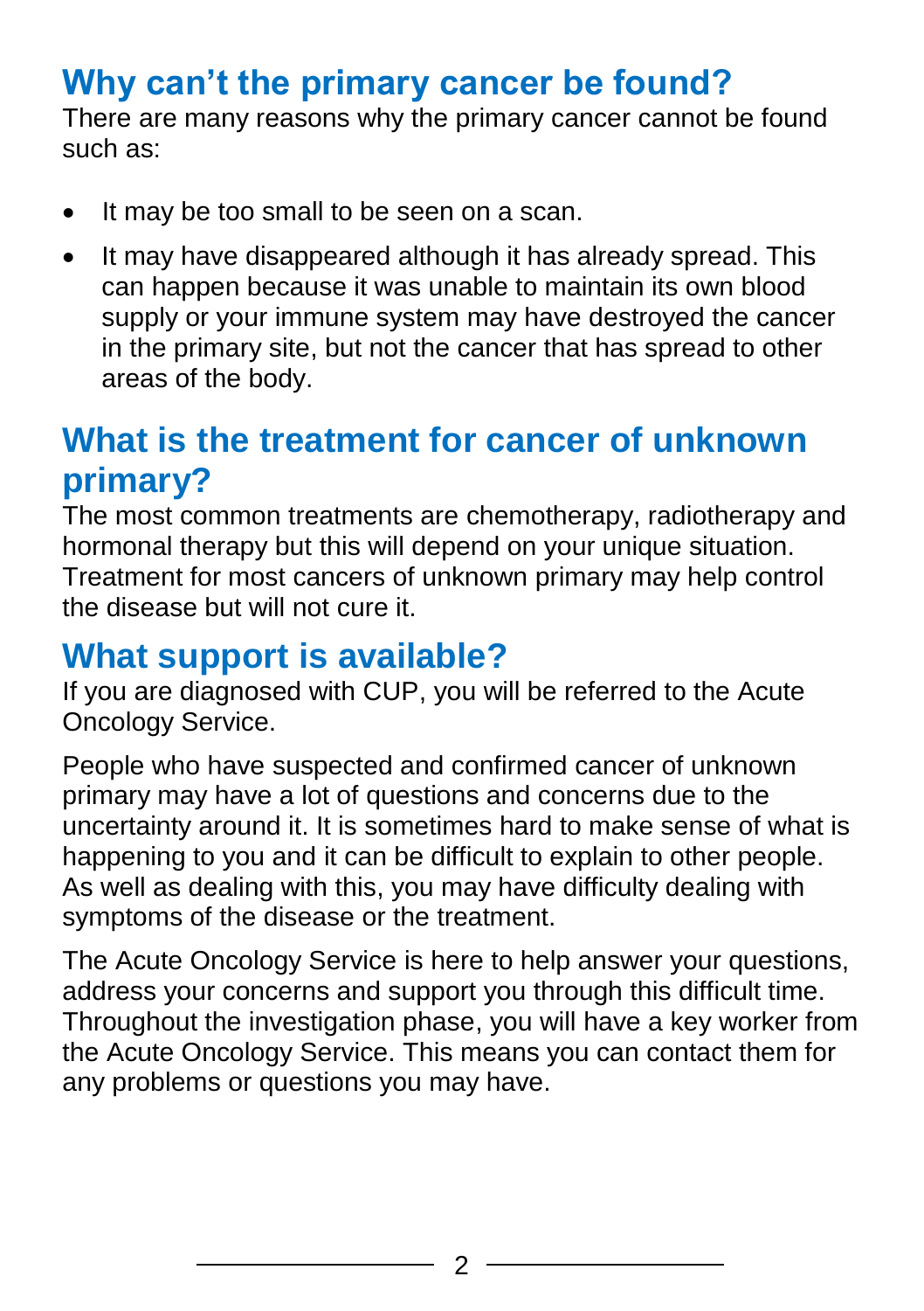## Why can’t the primary cancer be found?

There are many reasons why the primary cancer cannot be found such as:

- It may be too small to be seen on a scan.
- It may have disappeared although it has already spread. This can happen because it was unable to maintain its own blood supply or your immune system may have destroyed the cancer in the primary site, but not the cancer that has spread to other areas of the body.

## What is the treatment for cancer of unknown primary?

The most common treatments are chemotherapy, radiotherapy and hormonal therapy but this will depend on your unique situation. Treatment for most cancers of unknown primary may help control the disease but will not cure it.

## What support is available?

If you are diagnosed with CUP, you will be referred to the Acute Oncology Service.

People who have suspected and confirmed cancer of unknown primary may have a lot of questions and concerns due to the uncertainty around it. It is sometimes hard to make sense of what is happening to you and it can be difficult to explain to other people. As well as dealing with this, you may have difficulty dealing with symptoms of the disease or the treatment.

The Acute Oncology Service is here to help answer your questions, address your concerns and support you through this difficult time. Throughout the investigation phase, you will have a key worker from the Acute Oncology Service. This means you can contact them for any problems or questions you may have.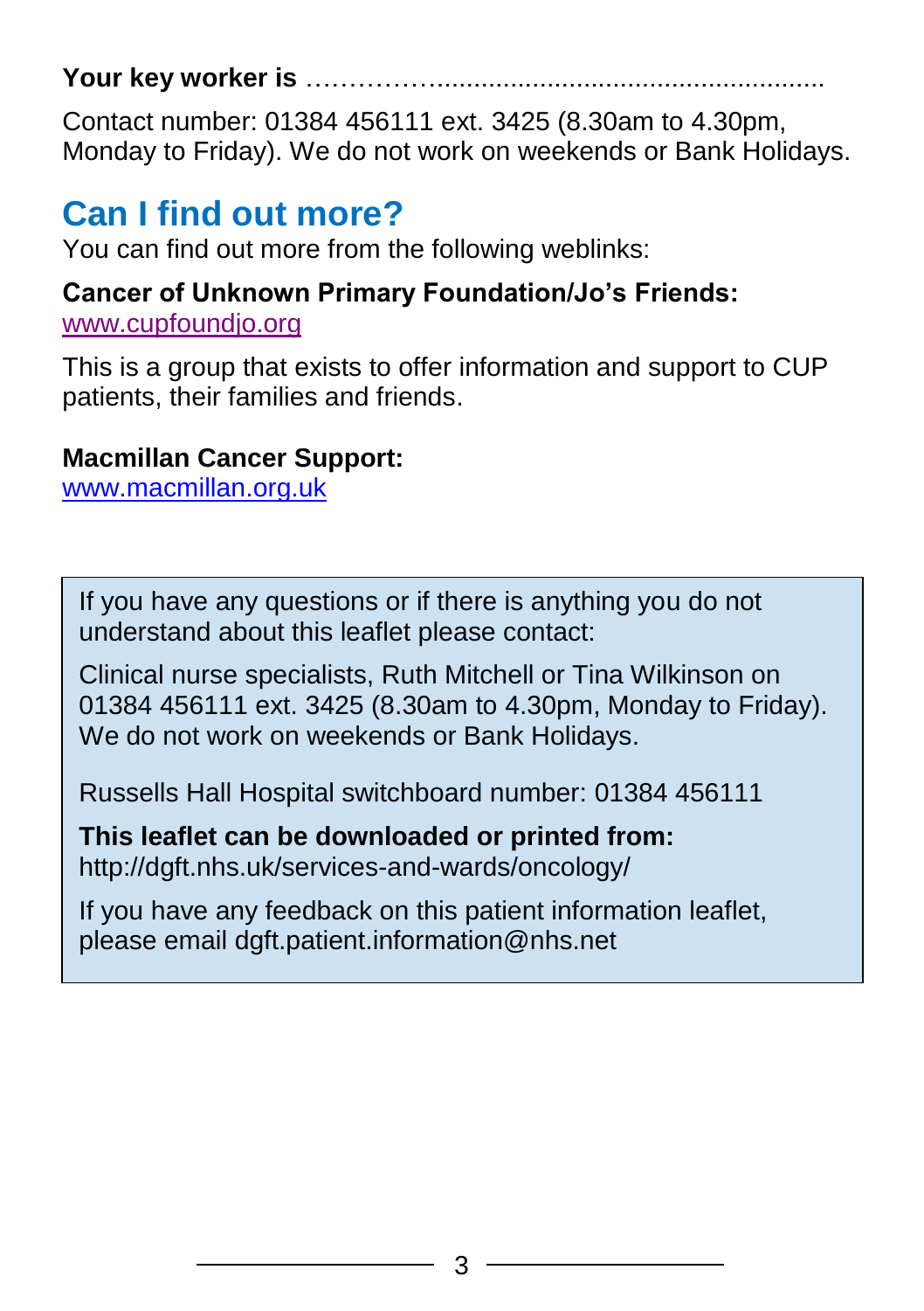**Your key worker is** ……………......................................................

Contact number: 01384 456111 ext. 3425 (8.30am to 4.30pm, Monday to Friday). We do not work on weekends or Bank Holidays.

## Can I find out more?

You can find out more from the following weblinks:

**Cancer of Unknown Primary Foundation/Jo's Friends:**
www.cupfoundjo.org

This is a group that exists to offer information and support to CUP patients, their families and friends.

**Macmillan Cancer Support:**
www.macmillan.org.uk

If you have any questions or if there is anything you do not understand about this leaflet please contact:

Clinical nurse specialists, Ruth Mitchell or Tina Wilkinson on 01384 456111 ext. 3425 (8.30am to 4.30pm, Monday to Friday). We do not work on weekends or Bank Holidays.

Russells Hall Hospital switchboard number: 01384 456111

**This leaflet can be downloaded or printed from:**
http://dgft.nhs.uk/services-and-wards/oncology/

If you have any feedback on this patient information leaflet, please email dgft.patient.information@nhs.net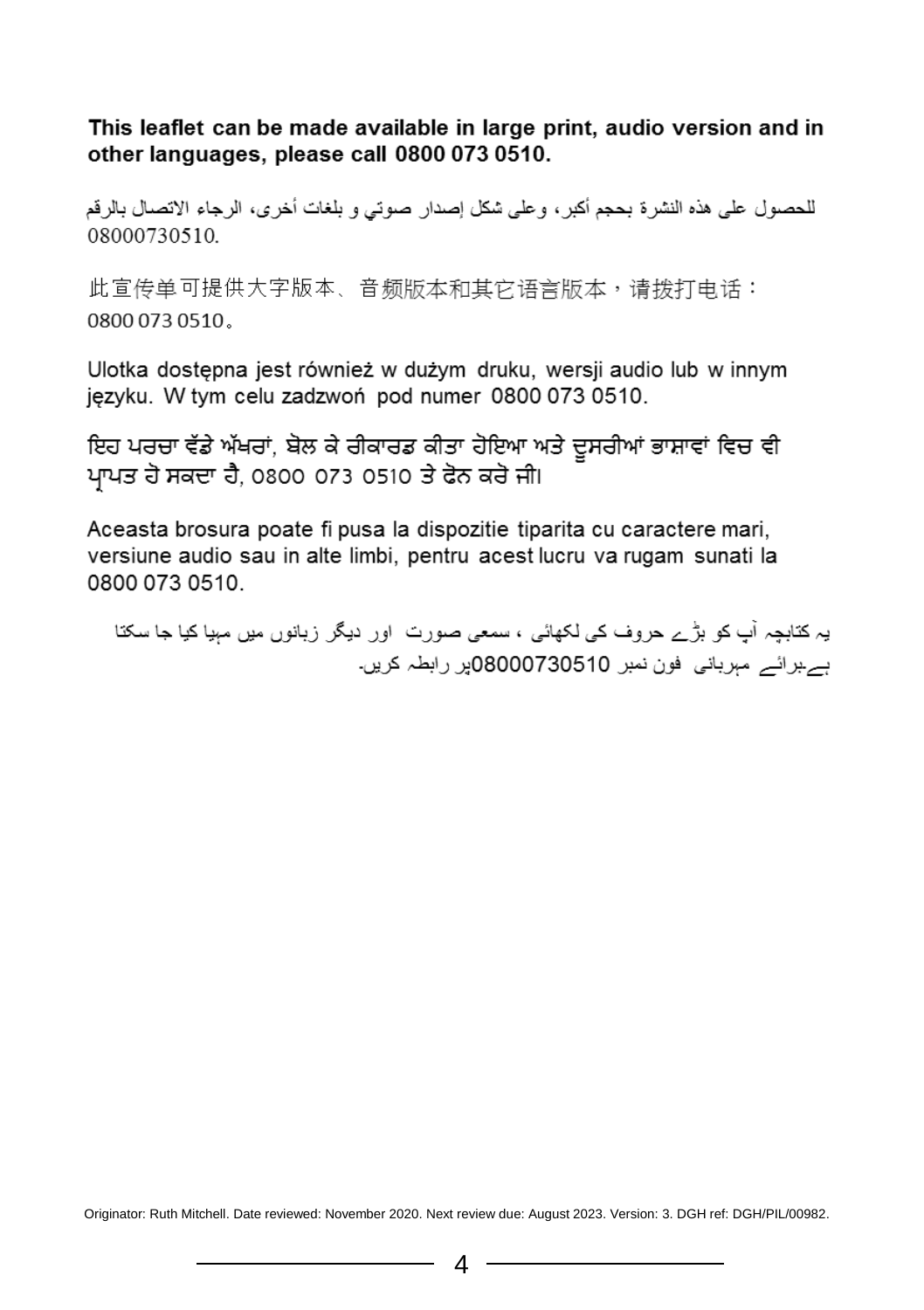**This leaflet can be made available in large print, audio version and in other languages, please call 0800 073 0510.**

للحصول على هذه النشرة بحجم أكبر، وعلى شكل إصدار صوتي و بلغات أخرى، الرجاء الاتصال بالرقم 08000730510.

此宣传单可提供大字版本、音频版本和其它语言版本，请拨打电话：0800 073 0510。

Ulotka dostępna jest również w dużym druku, wersji audio lub w innym języku. W tym celu zadzwoń pod numer 0800 073 0510.

ਇਹ ਪਰਚਾ ਵੱਡੇ ਅੱਖਰਾਂ, ਬੋਲ ਕੇ ਰੀਕਾਰਡ ਕੀਤਾ ਹੋਇਆ ਅਤੇ ਦੂਸਰੀਆਂ ਭਾਸ਼ਾਵਾਂ ਵਿਚ ਵੀ ਪ੍ਰਾਪਤ ਹੋ ਸਕਦਾ ਹੈ, 0800 073 0510 ਤੇ ਫੋਨ ਕਰੋ ਜੀ।

Aceasta brosura poate fi pusa la dispozitie tiparita cu caractere mari, versiune audio sau in alte limbi, pentru acest lucru va rugam sunati la 0800 073 0510.

یہ کتابچہ آپ کو بڑے حروف کی لکھائی ، سمعی صورت اور دیگر زبانوں میں مہیا کیا جا سکتا ہے۔برائے مہربانی فون نمبر 08000730510پر رابطہ کریں۔

Originator: Ruth Mitchell. Date reviewed: November 2020. Next review due: August 2023. Version: 3. DGH ref: DGH/PIL/00982.